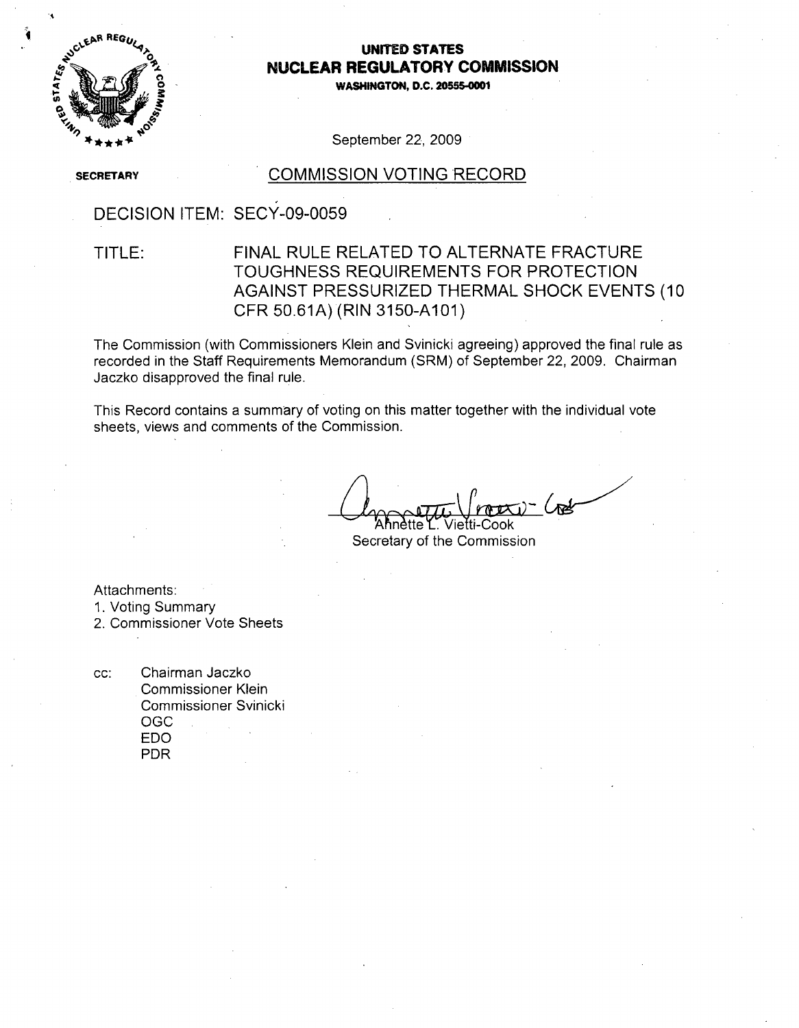# UNITED STATES
# NUCLEAR REGULATORY COMMISSION

**WASHINGTON, D.C. 20555-0001**

September 22, 2009

**SECRETARY**

## COMMISSION VOTING RECORD

DECISION ITEM: SECY-09-0059

TITLE: FINAL RULE RELATED TO ALTERNATE FRACTURE TOUGHNESS REQUIREMENTS FOR PROTECTION AGAINST PRESSURIZED THERMAL SHOCK EVENTS (10 CFR 50.61A) (RIN 3150-A101)

The Commission (with Commissioners Klein and Svinicki agreeing) approved the final rule as recorded in the Staff Requirements Memorandum (SRM) of September 22, 2009. Chairman Jaczko disapproved the final rule.

This Record contains a summary of voting on this matter together with the individual vote sheets, views and comments of the Commission.

Annette L. Vietti-Cook
Secretary of the Commission

Attachments:
1. Voting Summary
2. Commissioner Vote Sheets

cc: Chairman Jaczko
Commissioner Klein
Commissioner Svinicki
OGC
EDO
PDR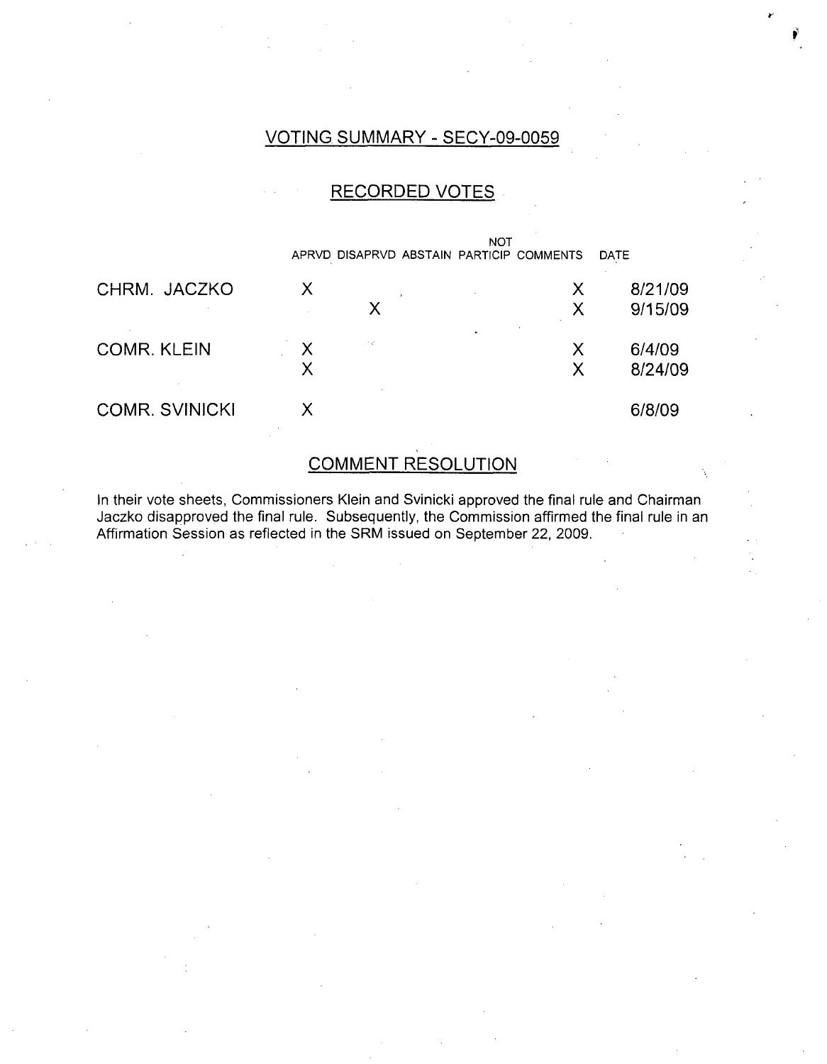# VOTING SUMMARY - SECY-09-0059

## RECORDED VOTES

| | APRVD | DISAPRVD | ABSTAIN | NOT PARTICIP | COMMENTS | DATE |
|---|---|---|---|---|---|---|
| CHRM. JACZKO | X | | | | X | 8/21/09 |
| | | X | | | X | 9/15/09 |
| COMR. KLEIN | X | | | | X | 6/4/09 |
| | X | | | | X | 8/24/09 |
| COMR. SVINICKI | X | | | | | 6/8/09 |

## COMMENT RESOLUTION

In their vote sheets, Commissioners Klein and Svinicki approved the final rule and Chairman Jaczko disapproved the final rule. Subsequently, the Commission affirmed the final rule in an Affirmation Session as reflected in the SRM issued on September 22, 2009.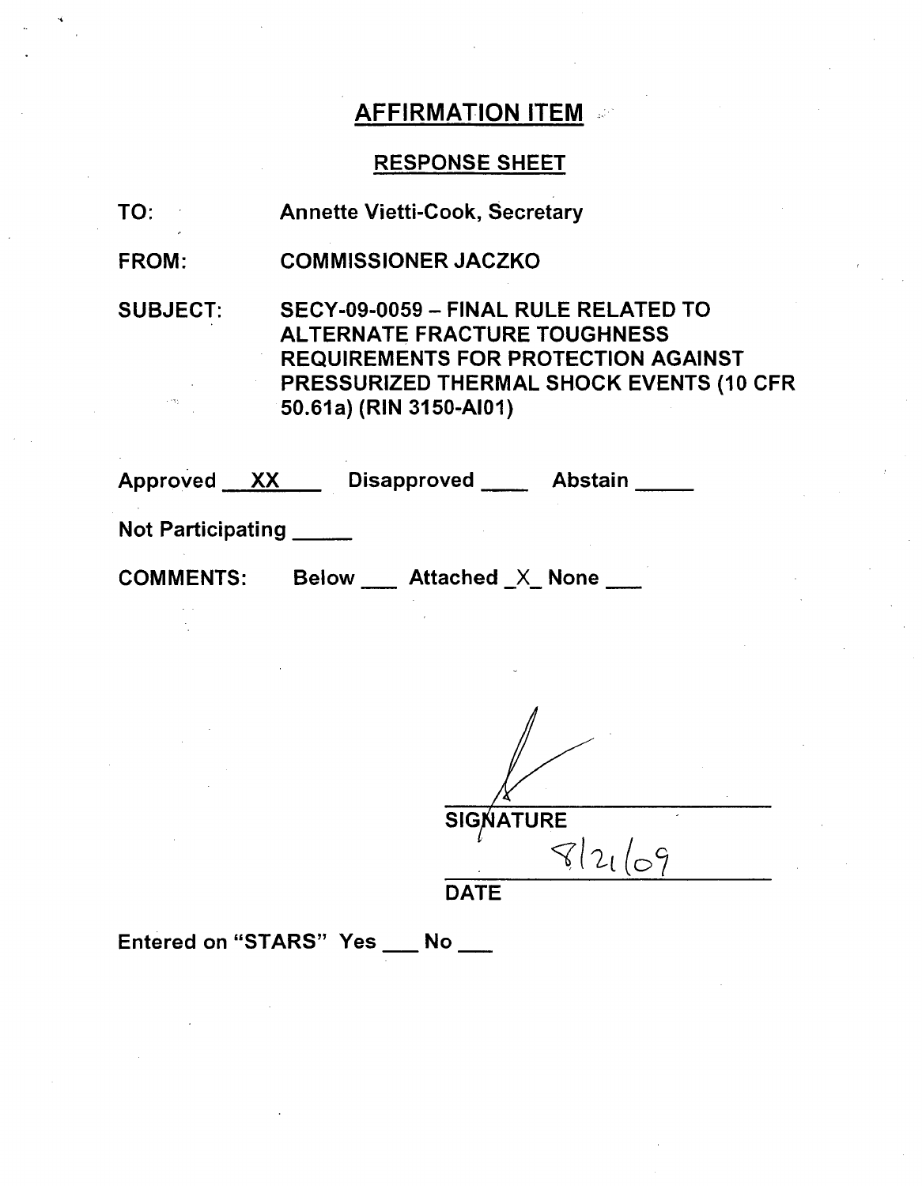## AFFIRMATION ITEM

### RESPONSE SHEET

TO: Annette Vietti-Cook, Secretary

FROM: COMMISSIONER JACZKO

SUBJECT: SECY-09-0059 – FINAL RULE RELATED TO ALTERNATE FRACTURE TOUGHNESS REQUIREMENTS FOR PROTECTION AGAINST PRESSURIZED THERMAL SHOCK EVENTS (10 CFR 50.61a) (RIN 3150-AI01)

Approved __XX__ Disapproved ____ Abstain _____

Not Participating _____

COMMENTS: Below ___ Attached _X_ None ___

SIGNATURE

8/21/09

DATE

Entered on "STARS" Yes ___ No ___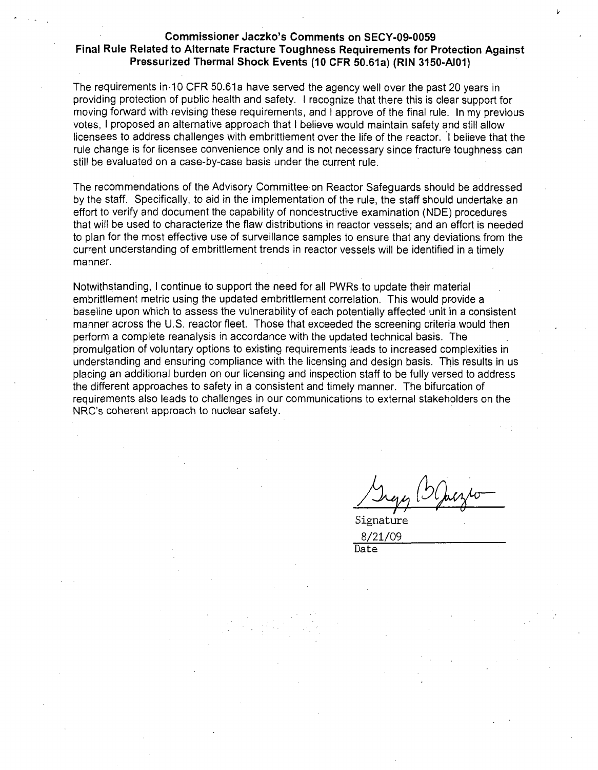**Commissioner Jaczko's Comments on SECY-09-0059**
**Final Rule Related to Alternate Fracture Toughness Requirements for Protection Against Pressurized Thermal Shock Events (10 CFR 50.61a) (RIN 3150-AI01)**

The requirements in 10 CFR 50.61a have served the agency well over the past 20 years in providing protection of public health and safety. I recognize that there this is clear support for moving forward with revising these requirements, and I approve of the final rule. In my previous votes, I proposed an alternative approach that I believe would maintain safety and still allow licensees to address challenges with embrittlement over the life of the reactor. I believe that the rule change is for licensee convenience only and is not necessary since fracture toughness can still be evaluated on a case-by-case basis under the current rule.

The recommendations of the Advisory Committee on Reactor Safeguards should be addressed by the staff. Specifically, to aid in the implementation of the rule, the staff should undertake an effort to verify and document the capability of nondestructive examination (NDE) procedures that will be used to characterize the flaw distributions in reactor vessels; and an effort is needed to plan for the most effective use of surveillance samples to ensure that any deviations from the current understanding of embrittlement trends in reactor vessels will be identified in a timely manner.

Notwithstanding, I continue to support the need for all PWRs to update their material embrittlement metric using the updated embrittlement correlation. This would provide a baseline upon which to assess the vulnerability of each potentially affected unit in a consistent manner across the U.S. reactor fleet. Those that exceeded the screening criteria would then perform a complete reanalysis in accordance with the updated technical basis. The promulgation of voluntary options to existing requirements leads to increased complexities in understanding and ensuring compliance with the licensing and design basis. This results in us placing an additional burden on our licensing and inspection staff to be fully versed to address the different approaches to safety in a consistent and timely manner. The bifurcation of requirements also leads to challenges in our communications to external stakeholders on the NRC's coherent approach to nuclear safety.

Signature

8/21/09

Date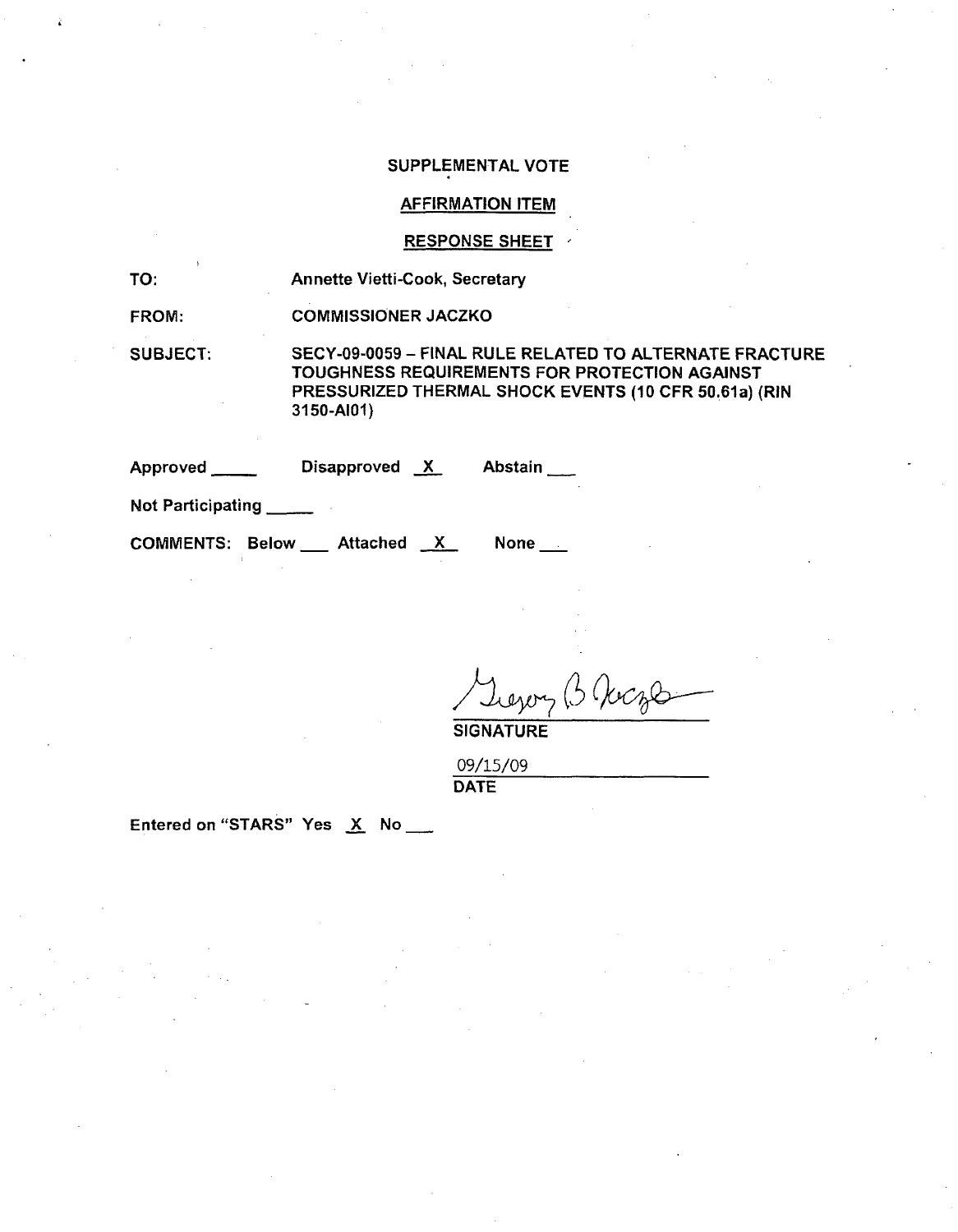SUPPLEMENTAL VOTE

AFFIRMATION ITEM

RESPONSE SHEET

TO: Annette Vietti-Cook, Secretary

FROM: COMMISSIONER JACZKO

SUBJECT: SECY-09-0059 – FINAL RULE RELATED TO ALTERNATE FRACTURE TOUGHNESS REQUIREMENTS FOR PROTECTION AGAINST PRESSURIZED THERMAL SHOCK EVENTS (10 CFR 50.61a) (RIN 3150-AI01)

Approved ____ Disapproved X Abstain ____

Not Participating ____

COMMENTS: Below ____ Attached X None ____

Gregory B Jaczko

SIGNATURE

09/15/09

DATE

Entered on "STARS" Yes X No ____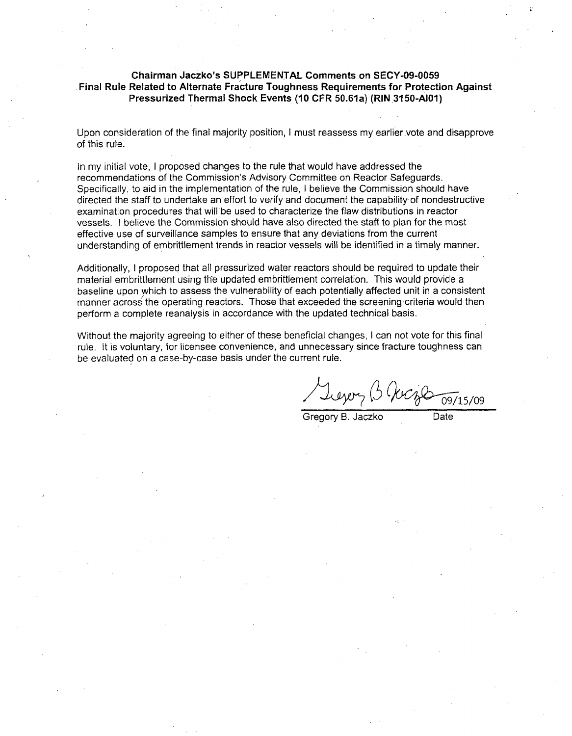**Chairman Jaczko's SUPPLEMENTAL Comments on SECY-09-0059**
**Final Rule Related to Alternate Fracture Toughness Requirements for Protection Against Pressurized Thermal Shock Events (10 CFR 50.61a) (RIN 3150-AI01)**

Upon consideration of the final majority position, I must reassess my earlier vote and disapprove of this rule.

In my initial vote, I proposed changes to the rule that would have addressed the recommendations of the Commission's Advisory Committee on Reactor Safeguards. Specifically, to aid in the implementation of the rule, I believe the Commission should have directed the staff to undertake an effort to verify and document the capability of nondestructive examination procedures that will be used to characterize the flaw distributions in reactor vessels. I believe the Commission should have also directed the staff to plan for the most effective use of surveillance samples to ensure that any deviations from the current understanding of embrittlement trends in reactor vessels will be identified in a timely manner.

Additionally, I proposed that all pressurized water reactors should be required to update their material embrittlement using the updated embrittlement correlation. This would provide a baseline upon which to assess the vulnerability of each potentially affected unit in a consistent manner across the operating reactors. Those that exceeded the screening criteria would then perform a complete reanalysis in accordance with the updated technical basis.

Without the majority agreeing to either of these beneficial changes, I can not vote for this final rule. It is voluntary, for licensee convenience, and unnecessary since fracture toughness can be evaluated on a case-by-case basis under the current rule.

Gregory B. Jaczko 09/15/09

Gregory B. Jaczko Date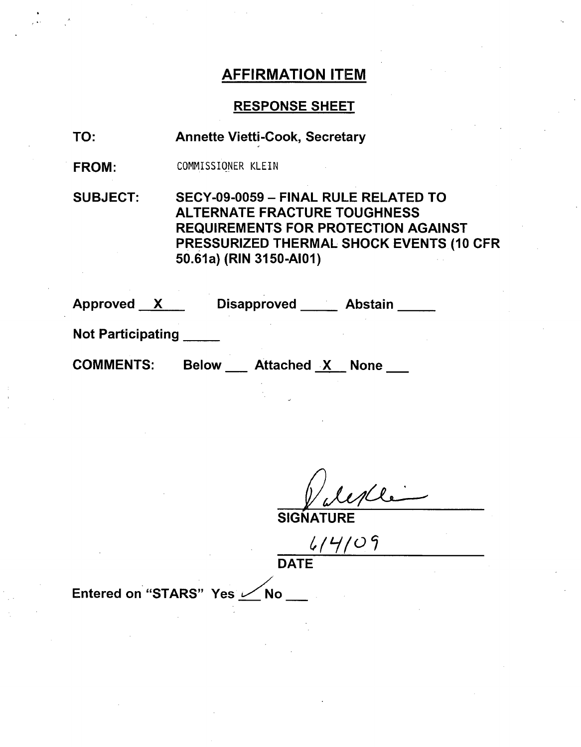## AFFIRMATION ITEM

### RESPONSE SHEET

**TO:** Annette Vietti-Cook, Secretary

**FROM:** COMMISSIONER KLEIN

**SUBJECT:** SECY-09-0059 – FINAL RULE RELATED TO ALTERNATE FRACTURE TOUGHNESS REQUIREMENTS FOR PROTECTION AGAINST PRESSURIZED THERMAL SHOCK EVENTS (10 CFR 50.61a) (RIN 3150-AI01)

**Approved** X **Disapproved** ___ **Abstain** ___

**Not Participating** ___

**COMMENTS:** Below ___ Attached X None ___

[signature]

**SIGNATURE**

6/4/09

**DATE**

**Entered on "STARS" Yes** ✓ **No** ___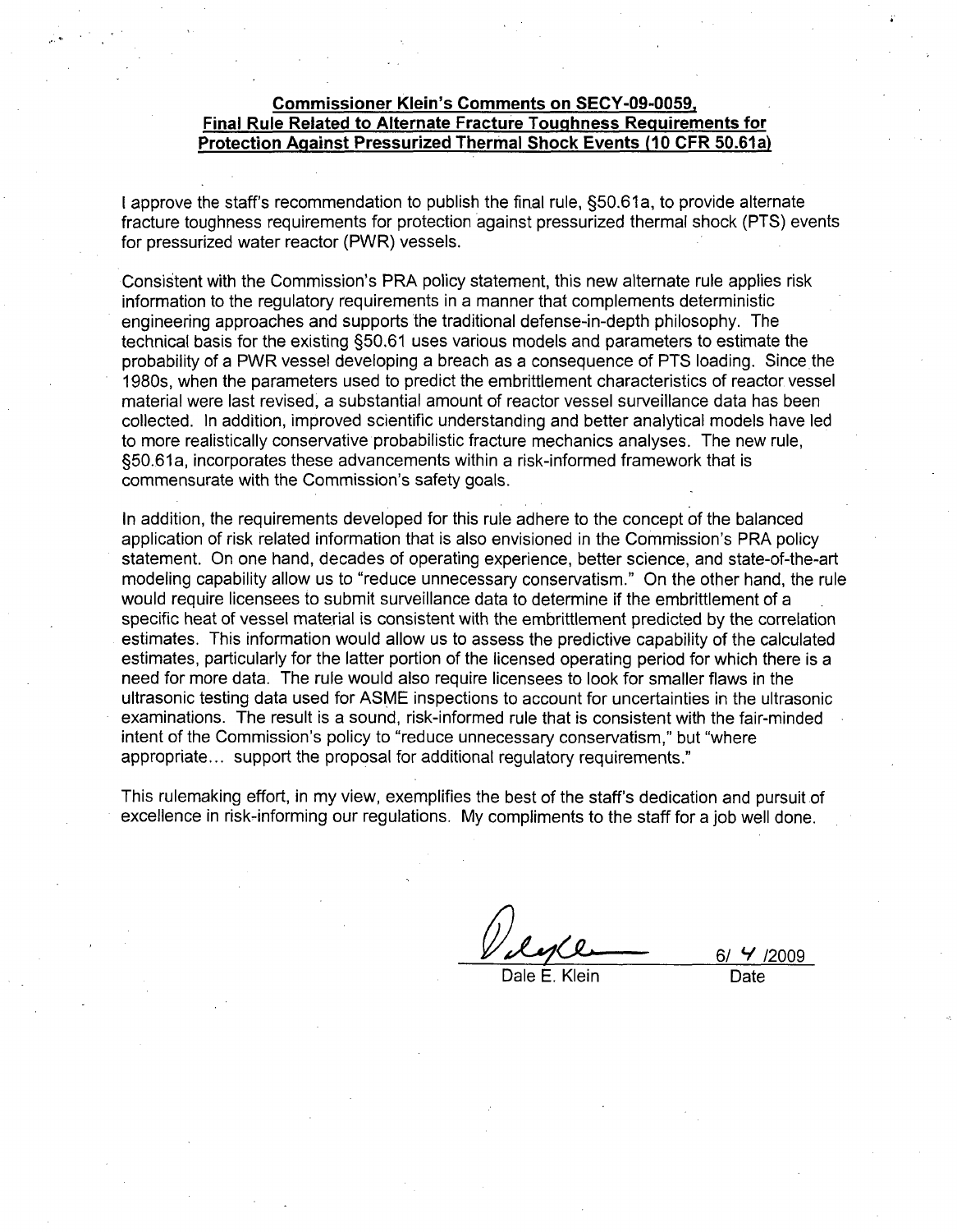**Commissioner Klein's Comments on SECY-09-0059, Final Rule Related to Alternate Fracture Toughness Requirements for Protection Against Pressurized Thermal Shock Events (10 CFR 50.61a)**

I approve the staff's recommendation to publish the final rule, §50.61a, to provide alternate fracture toughness requirements for protection against pressurized thermal shock (PTS) events for pressurized water reactor (PWR) vessels.

Consistent with the Commission's PRA policy statement, this new alternate rule applies risk information to the regulatory requirements in a manner that complements deterministic engineering approaches and supports the traditional defense-in-depth philosophy. The technical basis for the existing §50.61 uses various models and parameters to estimate the probability of a PWR vessel developing a breach as a consequence of PTS loading. Since the 1980s, when the parameters used to predict the embrittlement characteristics of reactor vessel material were last revised, a substantial amount of reactor vessel surveillance data has been collected. In addition, improved scientific understanding and better analytical models have led to more realistically conservative probabilistic fracture mechanics analyses. The new rule, §50.61a, incorporates these advancements within a risk-informed framework that is commensurate with the Commission's safety goals.

In addition, the requirements developed for this rule adhere to the concept of the balanced application of risk related information that is also envisioned in the Commission's PRA policy statement. On one hand, decades of operating experience, better science, and state-of-the-art modeling capability allow us to "reduce unnecessary conservatism." On the other hand, the rule would require licensees to submit surveillance data to determine if the embrittlement of a specific heat of vessel material is consistent with the embrittlement predicted by the correlation estimates. This information would allow us to assess the predictive capability of the calculated estimates, particularly for the latter portion of the licensed operating period for which there is a need for more data. The rule would also require licensees to look for smaller flaws in the ultrasonic testing data used for ASME inspections to account for uncertainties in the ultrasonic examinations. The result is a sound, risk-informed rule that is consistent with the fair-minded intent of the Commission's policy to "reduce unnecessary conservatism," but "where appropriate... support the proposal for additional regulatory requirements."

This rulemaking effort, in my view, exemplifies the best of the staff's dedication and pursuit of excellence in risk-informing our regulations. My compliments to the staff for a job well done.

Dale E. Klein

6/ 4 /2009
Date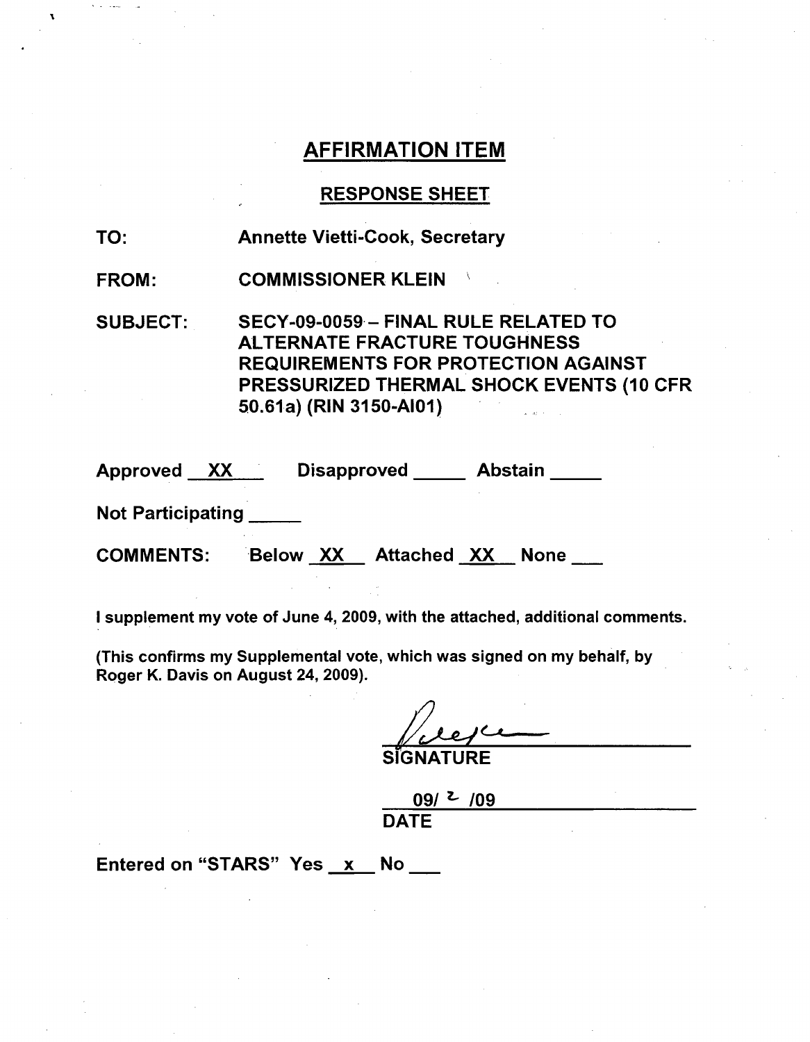# AFFIRMATION ITEM

## RESPONSE SHEET

**TO:** Annette Vietti-Cook, Secretary

**FROM:** COMMISSIONER KLEIN

**SUBJECT:** SECY-09-0059 – FINAL RULE RELATED TO ALTERNATE FRACTURE TOUGHNESS REQUIREMENTS FOR PROTECTION AGAINST PRESSURIZED THERMAL SHOCK EVENTS (10 CFR 50.61a) (RIN 3150-AI01)

**Approved** XX **Disapproved** _____ **Abstain** _____

**Not Participating** _____

**COMMENTS:** Below XX Attached XX None ___

I supplement my vote of June 4, 2009, with the attached, additional comments.

(This confirms my Supplemental vote, which was signed on my behalf, by Roger K. Davis on August 24, 2009).

SIGNATURE

09/ 2 /09

DATE

Entered on "STARS" Yes x No ___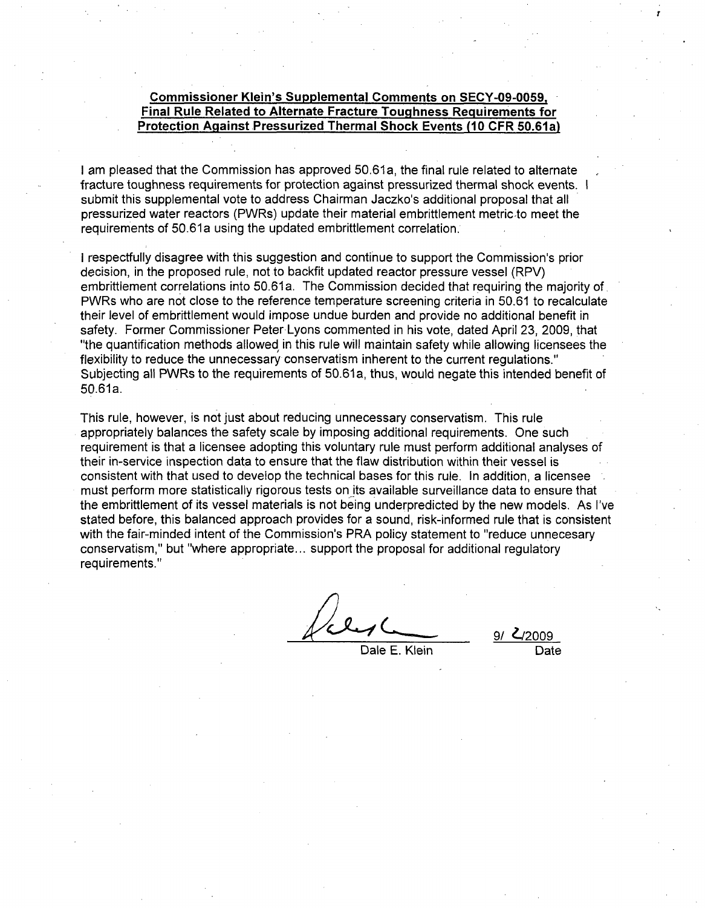**Commissioner Klein's Supplemental Comments on SECY-09-0059, Final Rule Related to Alternate Fracture Toughness Requirements for Protection Against Pressurized Thermal Shock Events (10 CFR 50.61a)**

I am pleased that the Commission has approved 50.61a, the final rule related to alternate fracture toughness requirements for protection against pressurized thermal shock events. I submit this supplemental vote to address Chairman Jaczko's additional proposal that all pressurized water reactors (PWRs) update their material embrittlement metric to meet the requirements of 50.61a using the updated embrittlement correlation.

I respectfully disagree with this suggestion and continue to support the Commission's prior decision, in the proposed rule, not to backfit updated reactor pressure vessel (RPV) embrittlement correlations into 50.61a. The Commission decided that requiring the majority of PWRs who are not close to the reference temperature screening criteria in 50.61 to recalculate their level of embrittlement would impose undue burden and provide no additional benefit in safety. Former Commissioner Peter Lyons commented in his vote, dated April 23, 2009, that "the quantification methods allowed in this rule will maintain safety while allowing licensees the flexibility to reduce the unnecessary conservatism inherent to the current regulations." Subjecting all PWRs to the requirements of 50.61a, thus, would negate this intended benefit of 50.61a.

This rule, however, is not just about reducing unnecessary conservatism. This rule appropriately balances the safety scale by imposing additional requirements. One such requirement is that a licensee adopting this voluntary rule must perform additional analyses of their in-service inspection data to ensure that the flaw distribution within their vessel is consistent with that used to develop the technical bases for this rule. In addition, a licensee must perform more statistically rigorous tests on its available surveillance data to ensure that the embrittlement of its vessel materials is not being underpredicted by the new models. As I've stated before, this balanced approach provides for a sound, risk-informed rule that is consistent with the fair-minded intent of the Commission's PRA policy statement to "reduce unnecesary conservatism," but "where appropriate... support the proposal for additional regulatory requirements."

Dale E. Klein — 9/ 2/2009
Date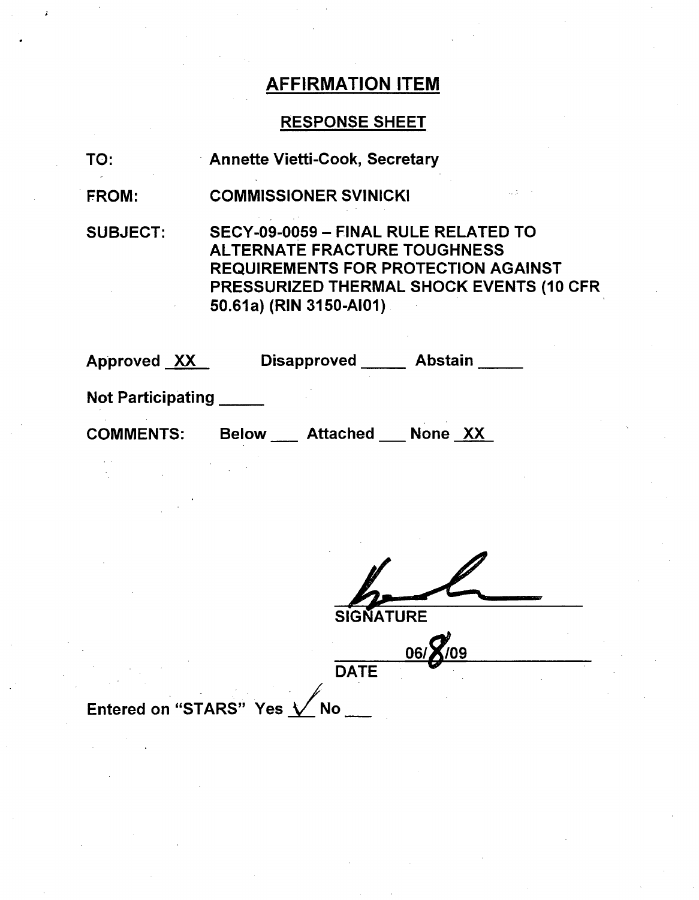# AFFIRMATION ITEM

## RESPONSE SHEET

TO: Annette Vietti-Cook, Secretary

FROM: COMMISSIONER SVINICKI

SUBJECT: SECY-09-0059 – FINAL RULE RELATED TO ALTERNATE FRACTURE TOUGHNESS REQUIREMENTS FOR PROTECTION AGAINST PRESSURIZED THERMAL SHOCK EVENTS (10 CFR 50.61a) (RIN 3150-AI01)

Approved XX Disapproved _____ Abstain _____

Not Participating _____

COMMENTS: Below ___ Attached ___ None XX

SIGNATURE

06/8/09

DATE

Entered on "STARS" Yes ✓ No ___